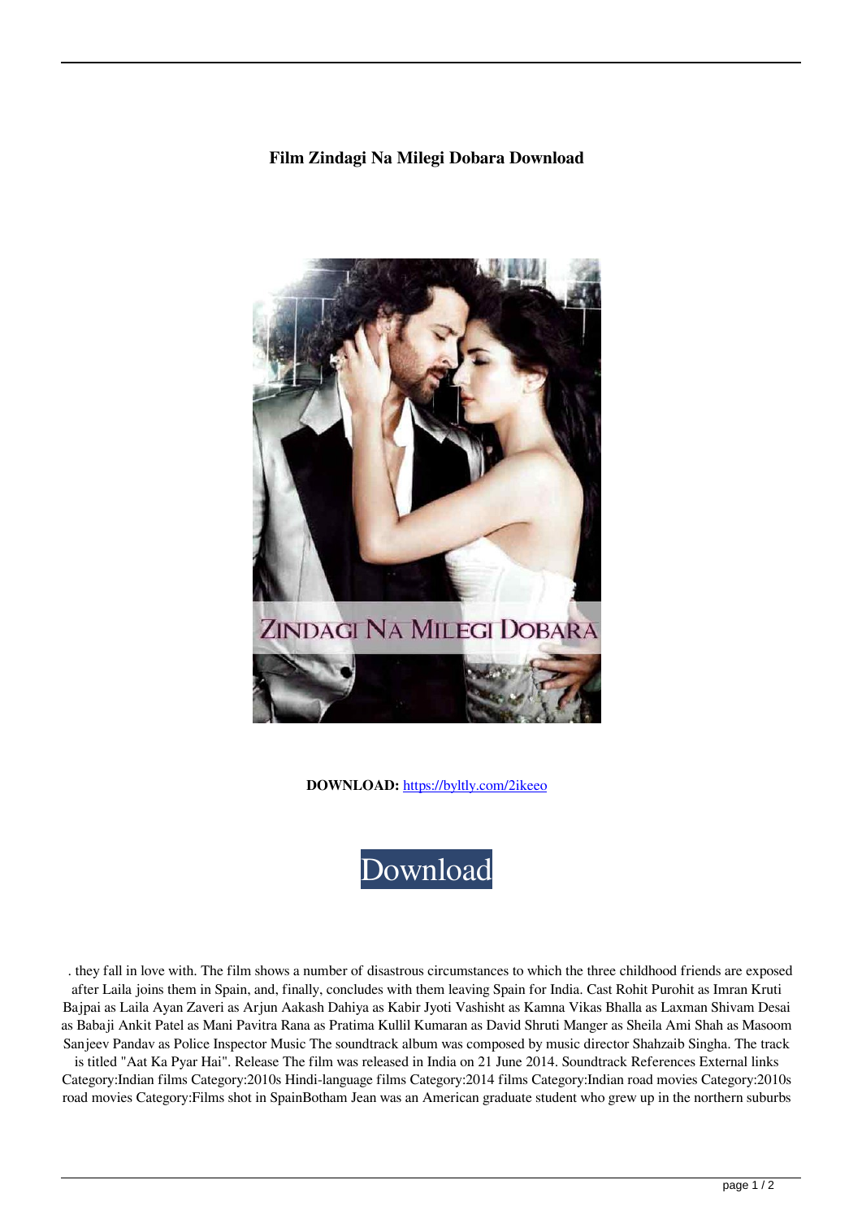**Film Zindagi Na Milegi Dobara Download**

**DOWNLOAD:** https://byltly.com/2ikeeo

Download

. they fall in love with. The film shows a number of disastrous circumstances to which the three childhood friends are exposed after Laila joins them in Spain, and, finally, concludes with them leaving Spain for India. Cast Rohit Purohit as Imran Kruti Bajpai as Laila Ayan Zaveri as Arjun Aakash Dahiya as Kabir Jyoti Vashisht as Kamna Vikas Bhalla as Laxman Shivam Desai as Babaji Ankit Patel as Mani Pavitra Rana as Pratima Kullil Kumaran as David Shruti Manger as Sheila Ami Shah as Masoom Sanjeev Pandav as Police Inspector Music The soundtrack album was composed by music director Shahzaib Singha. The track is titled "Aat Ka Pyar Hai". Release The film was released in India on 21 June 2014. Soundtrack References External links Category:Indian films Category:2010s Hindi-language films Category:2014 films Category:Indian road movies Category:2010s road movies Category:Films shot in SpainBotham Jean was an American graduate student who grew up in the northern suburbs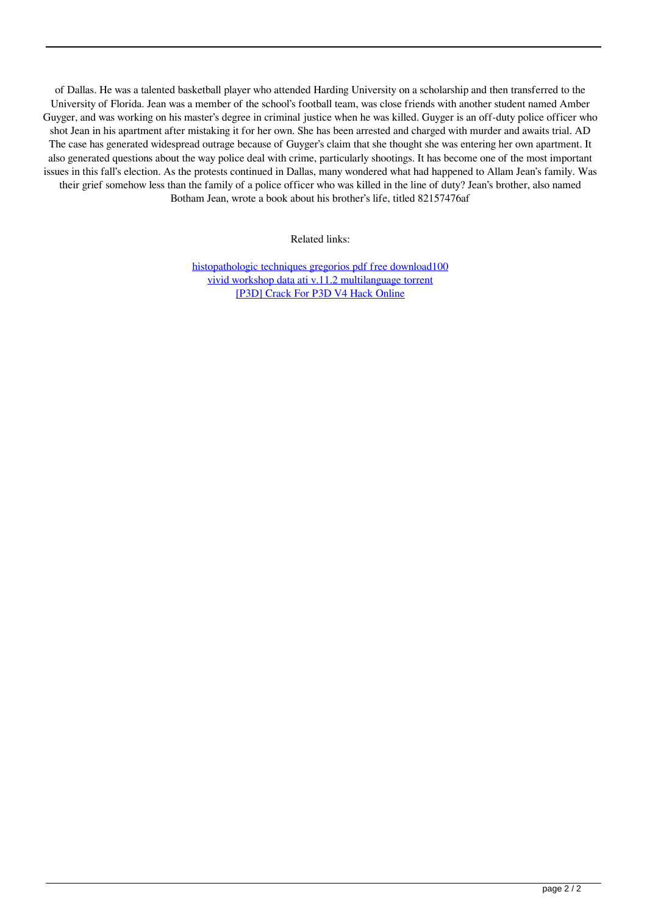of Dallas. He was a talented basketball player who attended Harding University on a scholarship and then transferred to the University of Florida. Jean was a member of the school's football team, was close friends with another student named Amber Guyger, and was working on his master's degree in criminal justice when he was killed. Guyger is an off-duty police officer who shot Jean in his apartment after mistaking it for her own. She has been arrested and charged with murder and awaits trial. AD The case has generated widespread outrage because of Guyger's claim that she thought she was entering her own apartment. It also generated questions about the way police deal with crime, particularly shootings. It has become one of the most important issues in this fall's election. As the protests continued in Dallas, many wondered what had happened to Allam Jean's family. Was their grief somehow less than the family of a police officer who was killed in the line of duty? Jean's brother, also named Botham Jean, wrote a book about his brother's life, titled 82157476af

Related links:

histopathologic techniques gregorios pdf free download100
vivid workshop data ati v.11.2 multilanguage torrent
[P3D] Crack For P3D V4 Hack Online